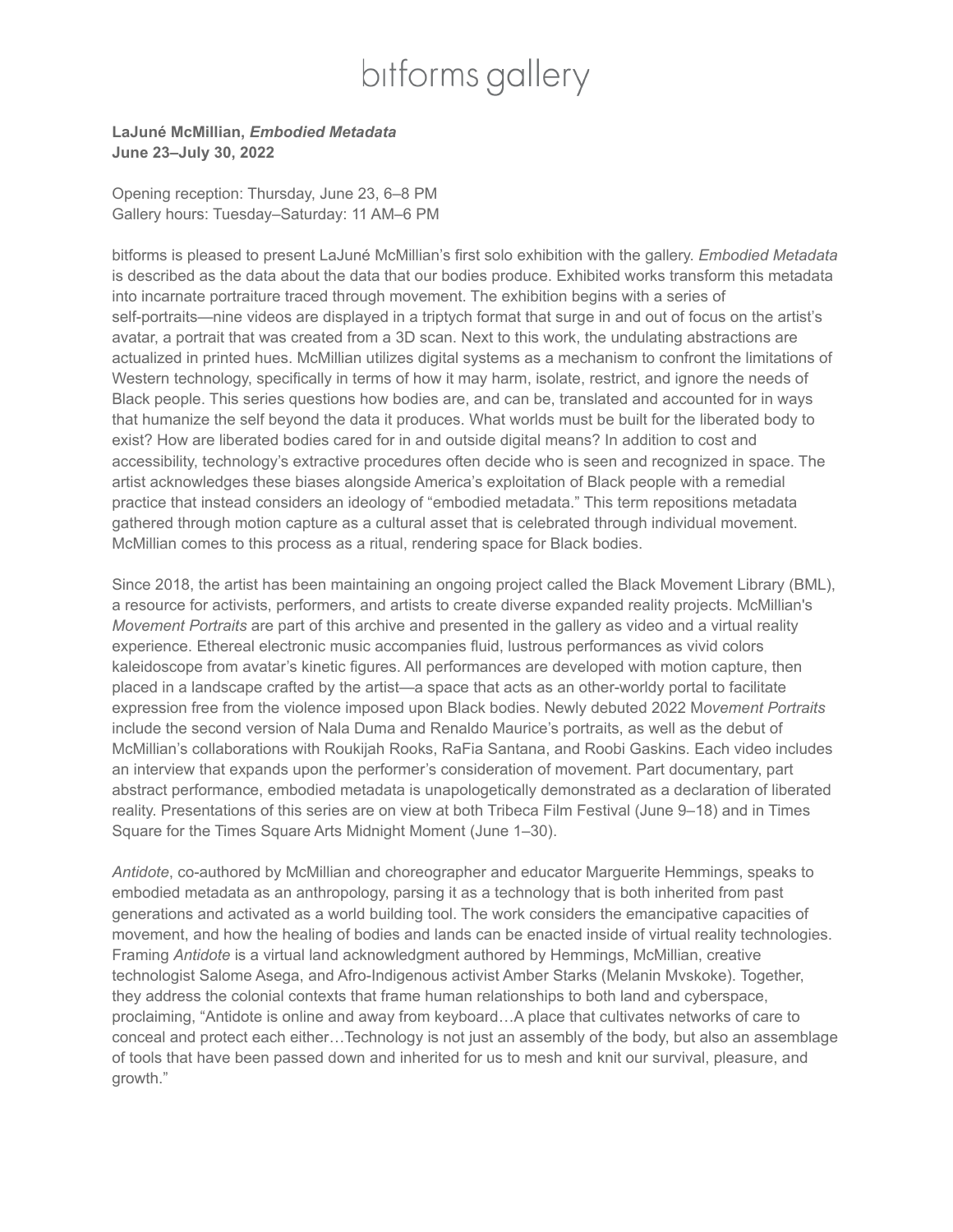# bitforms gallery

**LaJuné McMillian, *Embodied Metadata***
**June 23–July 30, 2022**

Opening reception: Thursday, June 23, 6–8 PM
Gallery hours: Tuesday–Saturday: 11 AM–6 PM

bitforms is pleased to present LaJuné McMillian's first solo exhibition with the gallery. *Embodied Metadata* is described as the data about the data that our bodies produce. Exhibited works transform this metadata into incarnate portraiture traced through movement. The exhibition begins with a series of self-portraits—nine videos are displayed in a triptych format that surge in and out of focus on the artist's avatar, a portrait that was created from a 3D scan. Next to this work, the undulating abstractions are actualized in printed hues. McMillian utilizes digital systems as a mechanism to confront the limitations of Western technology, specifically in terms of how it may harm, isolate, restrict, and ignore the needs of Black people. This series questions how bodies are, and can be, translated and accounted for in ways that humanize the self beyond the data it produces. What worlds must be built for the liberated body to exist? How are liberated bodies cared for in and outside digital means? In addition to cost and accessibility, technology's extractive procedures often decide who is seen and recognized in space. The artist acknowledges these biases alongside America's exploitation of Black people with a remedial practice that instead considers an ideology of "embodied metadata." This term repositions metadata gathered through motion capture as a cultural asset that is celebrated through individual movement. McMillian comes to this process as a ritual, rendering space for Black bodies.

Since 2018, the artist has been maintaining an ongoing project called the Black Movement Library (BML), a resource for activists, performers, and artists to create diverse expanded reality projects. McMillian's *Movement Portraits* are part of this archive and presented in the gallery as video and a virtual reality experience. Ethereal electronic music accompanies fluid, lustrous performances as vivid colors kaleidoscope from avatar's kinetic figures. All performances are developed with motion capture, then placed in a landscape crafted by the artist—a space that acts as an other-worldy portal to facilitate expression free from the violence imposed upon Black bodies. Newly debuted 2022 M*ovement Portraits* include the second version of Nala Duma and Renaldo Maurice's portraits, as well as the debut of McMillian's collaborations with Roukijah Rooks, RaFia Santana, and Roobi Gaskins. Each video includes an interview that expands upon the performer's consideration of movement. Part documentary, part abstract performance, embodied metadata is unapologetically demonstrated as a declaration of liberated reality. Presentations of this series are on view at both Tribeca Film Festival (June 9–18) and in Times Square for the Times Square Arts Midnight Moment (June 1–30).

*Antidote*, co-authored by McMillian and choreographer and educator Marguerite Hemmings, speaks to embodied metadata as an anthropology, parsing it as a technology that is both inherited from past generations and activated as a world building tool. The work considers the emancipative capacities of movement, and how the healing of bodies and lands can be enacted inside of virtual reality technologies. Framing *Antidote* is a virtual land acknowledgment authored by Hemmings, McMillian, creative technologist Salome Asega, and Afro-Indigenous activist Amber Starks (Melanin Mvskoke). Together, they address the colonial contexts that frame human relationships to both land and cyberspace, proclaiming, "Antidote is online and away from keyboard…A place that cultivates networks of care to conceal and protect each either…Technology is not just an assembly of the body, but also an assemblage of tools that have been passed down and inherited for us to mesh and knit our survival, pleasure, and growth."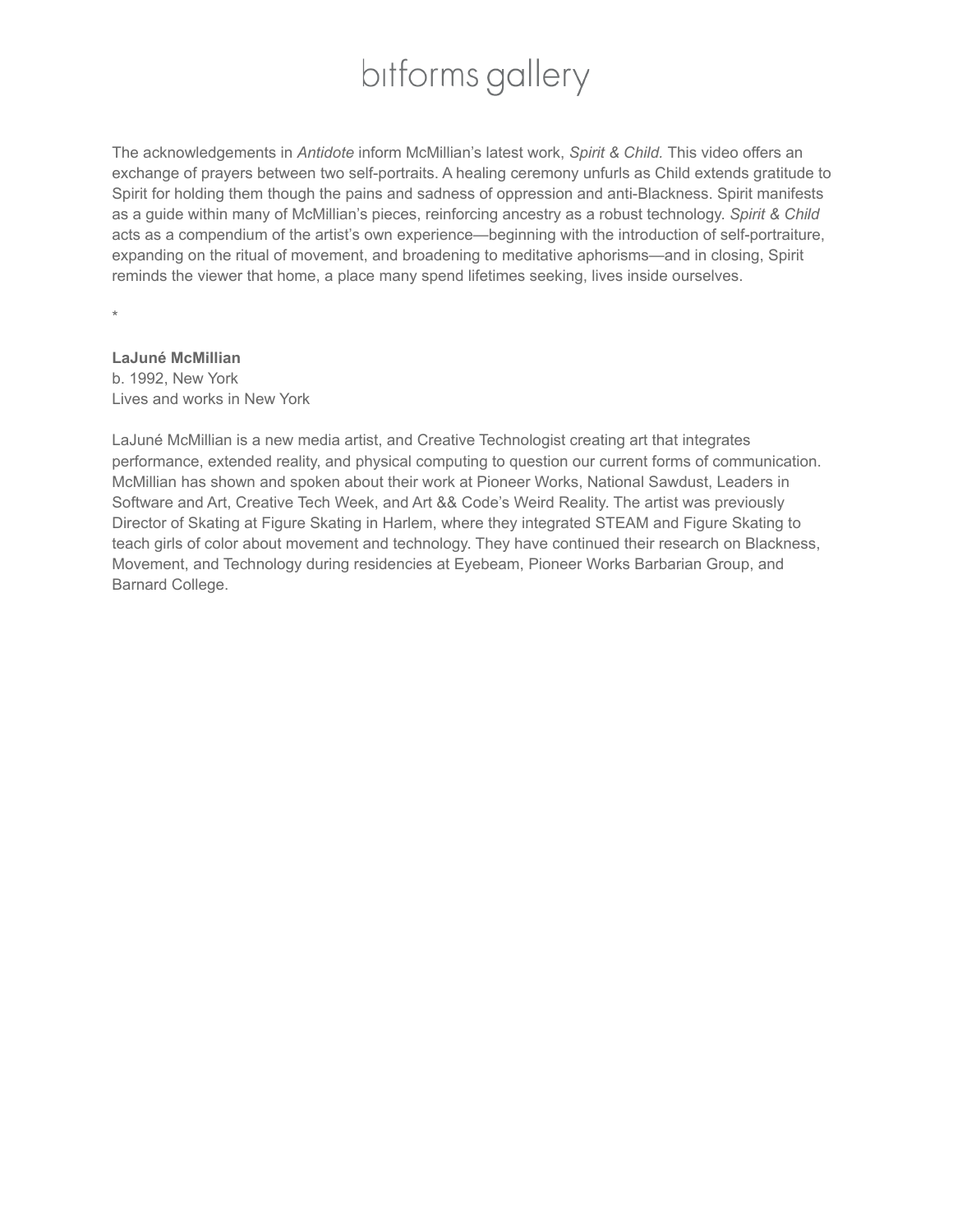The acknowledgements in *Antidote* inform McMillian's latest work, *Spirit & Child.* This video offers an exchange of prayers between two self-portraits. A healing ceremony unfurls as Child extends gratitude to Spirit for holding them though the pains and sadness of oppression and anti-Blackness. Spirit manifests as a guide within many of McMillian's pieces, reinforcing ancestry as a robust technology. *Spirit & Child* acts as a compendium of the artist's own experience—beginning with the introduction of self-portraiture, expanding on the ritual of movement, and broadening to meditative aphorisms—and in closing, Spirit reminds the viewer that home, a place many spend lifetimes seeking, lives inside ourselves.

*

**LaJuné McMillian**
b. 1992, New York
Lives and works in New York

LaJuné McMillian is a new media artist, and Creative Technologist creating art that integrates performance, extended reality, and physical computing to question our current forms of communication. McMillian has shown and spoken about their work at Pioneer Works, National Sawdust, Leaders in Software and Art, Creative Tech Week, and Art && Code's Weird Reality. The artist was previously Director of Skating at Figure Skating in Harlem, where they integrated STEAM and Figure Skating to teach girls of color about movement and technology. They have continued their research on Blackness, Movement, and Technology during residencies at Eyebeam, Pioneer Works Barbarian Group, and Barnard College.